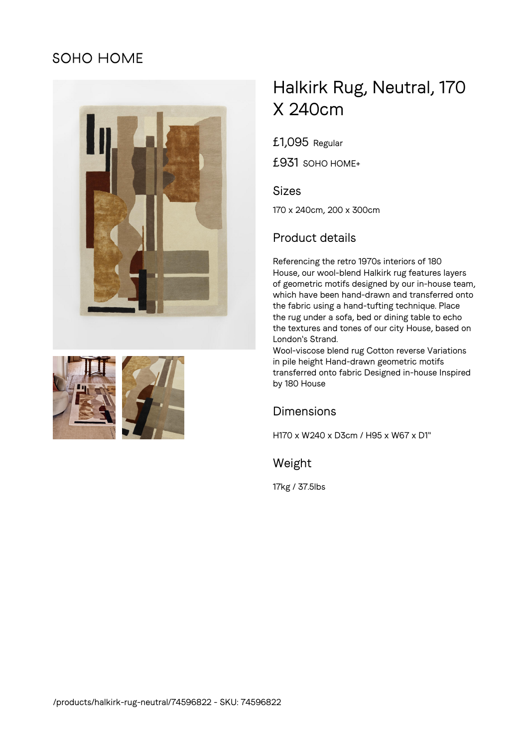SOHO HOME

# Halkirk Rug, Neutral, 170 X 240cm

£1,095 Regular

£931 SOHO HOME+

## Sizes

170 x 240cm, 200 x 300cm

## Product details

Referencing the retro 1970s interiors of 180 House, our wool-blend Halkirk rug features layers of geometric motifs designed by our in-house team, which have been hand-drawn and transferred onto the fabric using a hand-tufting technique. Place the rug under a sofa, bed or dining table to echo the textures and tones of our city House, based on London's Strand.
Wool-viscose blend rug Cotton reverse Variations in pile height Hand-drawn geometric motifs transferred onto fabric Designed in-house Inspired by 180 House

## Dimensions

H170 x W240 x D3cm / H95 x W67 x D1"

## Weight

17kg / 37.5lbs

/products/halkirk-rug-neutral/74596822 - SKU: 74596822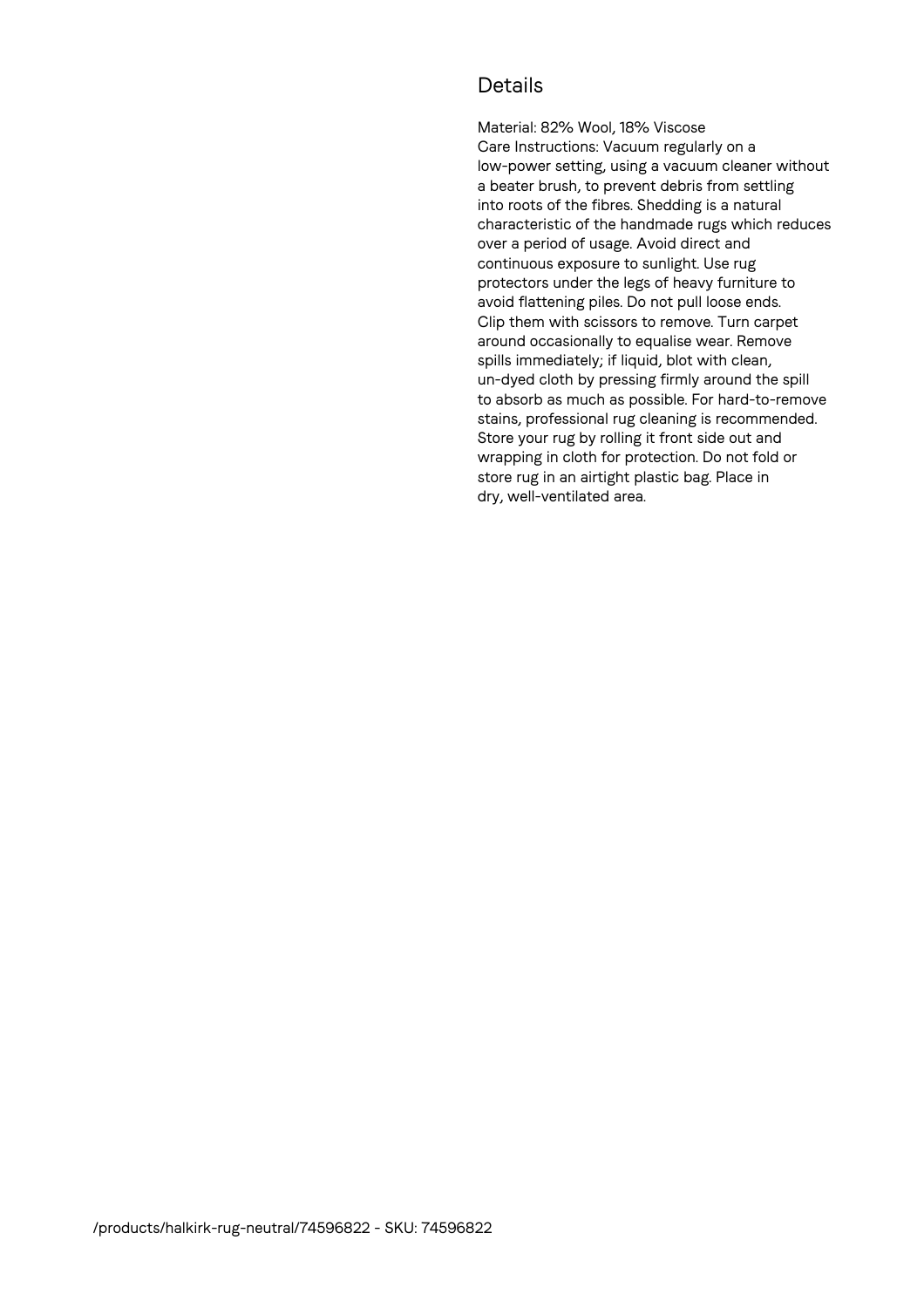## Details

Material: 82% Wool, 18% Viscose
Care Instructions: Vacuum regularly on a low-power setting, using a vacuum cleaner without a beater brush, to prevent debris from settling into roots of the fibres. Shedding is a natural characteristic of the handmade rugs which reduces over a period of usage. Avoid direct and continuous exposure to sunlight. Use rug protectors under the legs of heavy furniture to avoid flattening piles. Do not pull loose ends. Clip them with scissors to remove. Turn carpet around occasionally to equalise wear. Remove spills immediately; if liquid, blot with clean, un-dyed cloth by pressing firmly around the spill to absorb as much as possible. For hard-to-remove stains, professional rug cleaning is recommended. Store your rug by rolling it front side out and wrapping in cloth for protection. Do not fold or store rug in an airtight plastic bag. Place in dry, well-ventilated area.

/products/halkirk-rug-neutral/74596822 - SKU: 74596822